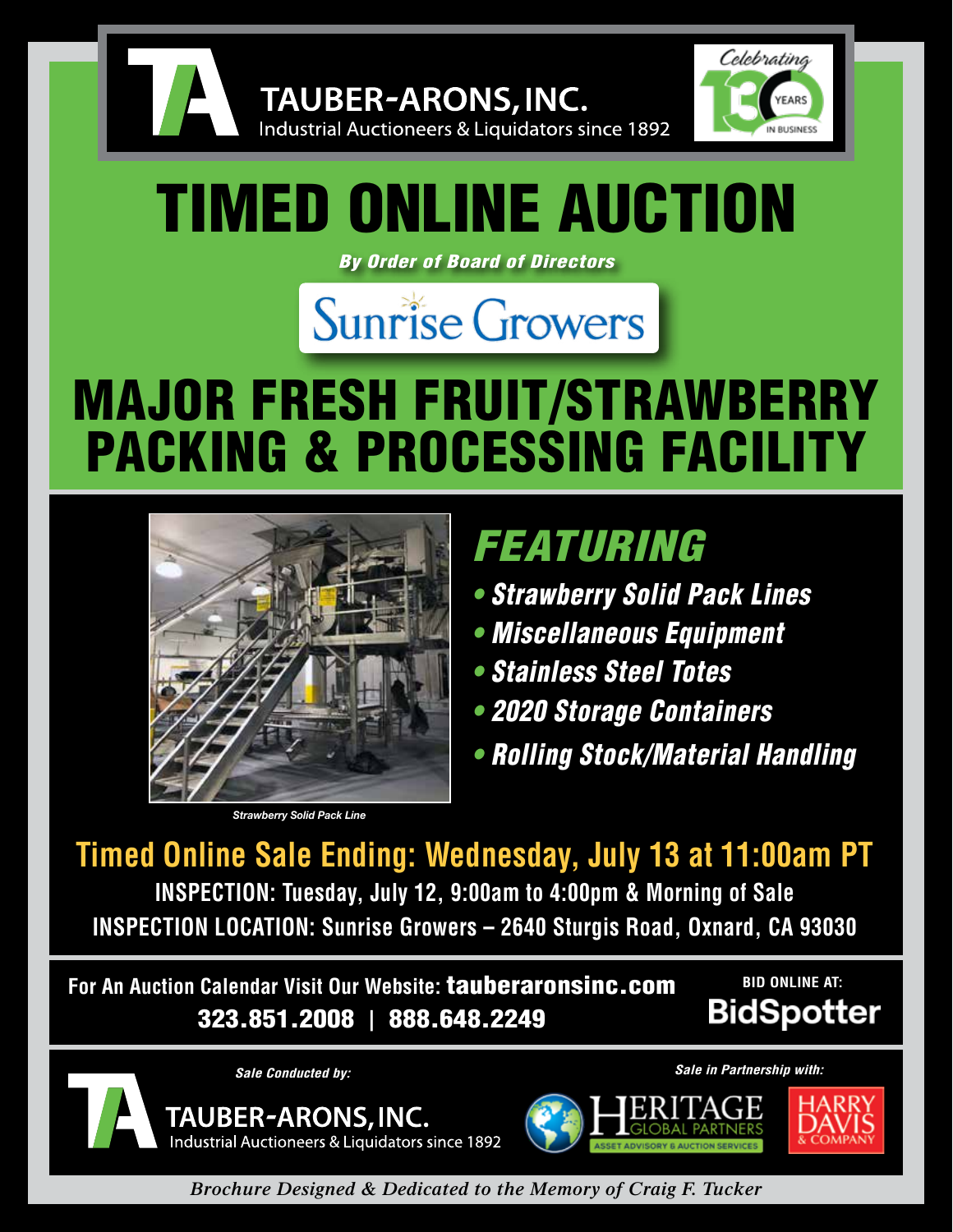**TAUBER-ARONS, INC.**
Industrial Auctioneers & Liquidators since 1892

Celebrating 130 YEARS IN BUSINESS

# TIMED ONLINE AUCTION

***By Order of Board of Directors***

**Sunrise Growers**

# MAJOR FRESH FRUIT/STRAWBERRY PACKING & PROCESSING FACILITY

*Strawberry Solid Pack Line*

## *FEATURING*

- ***Strawberry Solid Pack Lines***
- ***Miscellaneous Equipment***
- ***Stainless Steel Totes***
- ***2020 Storage Containers***
- ***Rolling Stock/Material Handling***

## Timed Online Sale Ending: Wednesday, July 13 at 11:00am PT

**INSPECTION: Tuesday, July 12, 9:00am to 4:00pm & Morning of Sale**

**INSPECTION LOCATION: Sunrise Growers – 2640 Sturgis Road, Oxnard, CA 93030**

**For An Auction Calendar Visit Our Website: tauberaronsinc.com**

**323.851.2008 | 888.648.2249**

**BID ONLINE AT:** BidSpotter

*Sale Conducted by:*

**TAUBER-ARONS, INC.**
Industrial Auctioneers & Liquidators since 1892

*Sale in Partnership with:*

HERITAGE GLOBAL PARTNERS – ASSET ADVISORY & AUCTION SERVICES

HARRY DAVIS & COMPANY

*Brochure Designed & Dedicated to the Memory of Craig F. Tucker*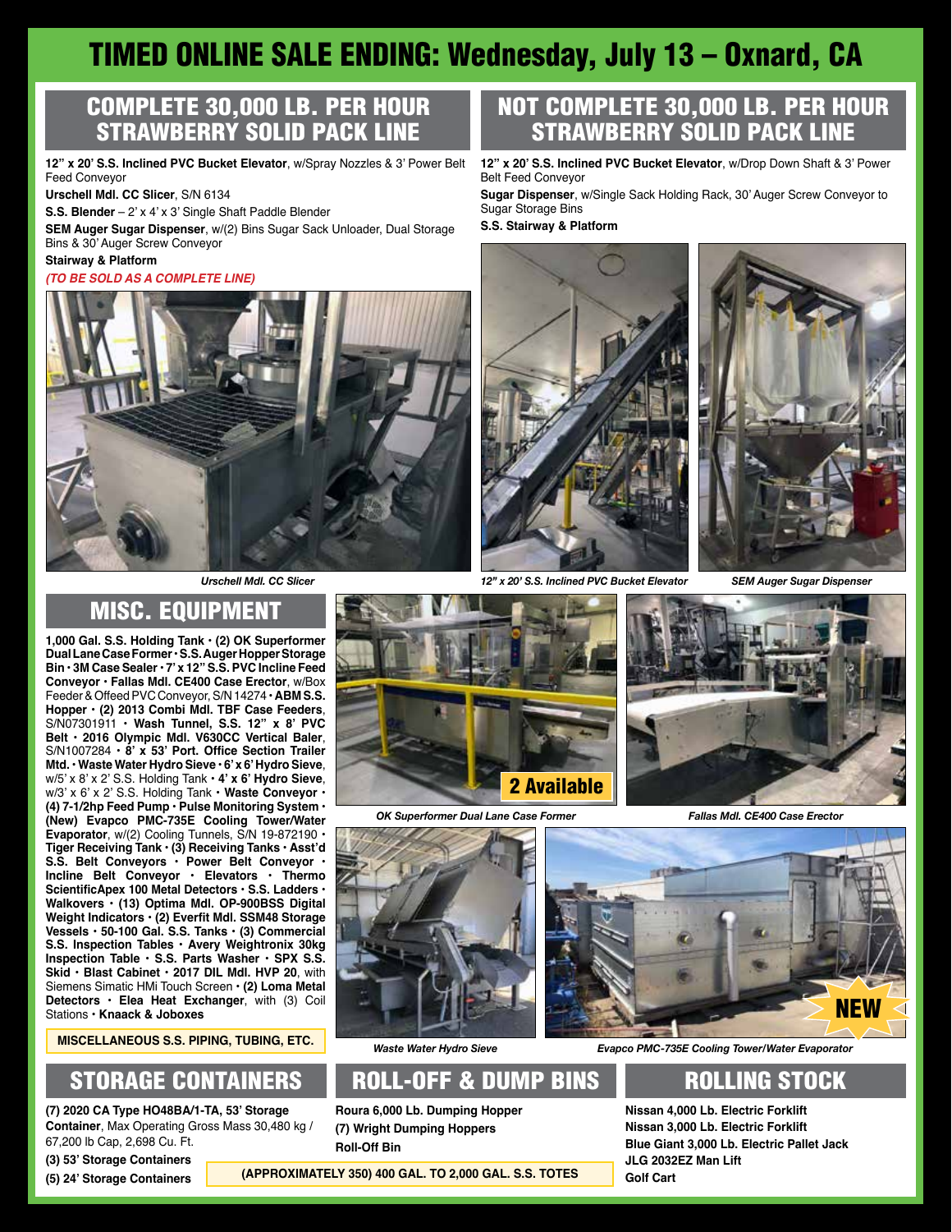# TIMED ONLINE SALE ENDING: Wednesday, July 13 – Oxnard, CA

## COMPLETE 30,000 LB. PER HOUR STRAWBERRY SOLID PACK LINE

**12" x 20' S.S. Inclined PVC Bucket Elevator**, w/Spray Nozzles & 3' Power Belt Feed Conveyor

**Urschell Mdl. CC Slicer**, S/N 6134

**S.S. Blender** – 2' x 4' x 3' Single Shaft Paddle Blender

**SEM Auger Sugar Dispenser**, w/(2) Bins Sugar Sack Unloader, Dual Storage Bins & 30' Auger Screw Conveyor

**Stairway & Platform**

***(TO BE SOLD AS A COMPLETE LINE)***

*Urschell Mdl. CC Slicer*

## NOT COMPLETE 30,000 LB. PER HOUR STRAWBERRY SOLID PACK LINE

**12" x 20' S.S. Inclined PVC Bucket Elevator**, w/Drop Down Shaft & 3' Power Belt Feed Conveyor

**Sugar Dispenser**, w/Single Sack Holding Rack, 30' Auger Screw Conveyor to Sugar Storage Bins

**S.S. Stairway & Platform**

*12" x 20' S.S. Inclined PVC Bucket Elevator*

*SEM Auger Sugar Dispenser*

## MISC. EQUIPMENT

**1,000 Gal. S.S. Holding Tank • (2) OK Superformer Dual Lane Case Former • S.S. Auger Hopper Storage Bin • 3M Case Sealer • 7' x 12" S.S. PVC Incline Feed Conveyor • Fallas Mdl. CE400 Case Erector**, w/Box Feeder & Offeed PVC Conveyor, S/N 14274 **• ABM S.S. Hopper • (2) 2013 Combi Mdl. TBF Case Feeders**, S/N07301911 **• Wash Tunnel, S.S. 12" x 8' PVC Belt • 2016 Olympic Mdl. V630CC Vertical Baler**, S/N1007284 **• 8' x 53' Port. Office Section Trailer Mtd. • Waste Water Hydro Sieve • 6' x 6' Hydro Sieve**, w/5' x 8' x 2' S.S. Holding Tank **• 4' x 6' Hydro Sieve**, w/3' x 6' x 2' S.S. Holding Tank **• Waste Conveyor • (4) 7-1/2hp Feed Pump • Pulse Monitoring System • (New) Evapco PMC-735E Cooling Tower/Water Evaporator**, w/(2) Cooling Tunnels, S/N 19-872190 **• Tiger Receiving Tank • (3) Receiving Tanks • Asst'd S.S. Belt Conveyors • Power Belt Conveyor • Incline Belt Conveyor • Elevators • Thermo ScientificApex 100 Metal Detectors • S.S. Ladders • Walkovers • (13) Optima Mdl. OP-900BSS Digital Weight Indicators • (2) Everfit Mdl. SSM48 Storage Vessels • 50-100 Gal. S.S. Tanks • (3) Commercial S.S. Inspection Tables • Avery Weightronix 30kg Inspection Table • S.S. Parts Washer • SPX S.S. Skid • Blast Cabinet • 2017 DIL Mdl. HVP 20**, with Siemens Simatic HMi Touch Screen **• (2) Loma Metal Detectors • Elea Heat Exchanger**, with (3) Coil Stations **• Knaack & Joboxes**

**MISCELLANEOUS S.S. PIPING, TUBING, ETC.**

2 Available

*OK Superformer Dual Lane Case Former*

*Fallas Mdl. CE400 Case Erector*

*Waste Water Hydro Sieve*

NEW

*Evapco PMC-735E Cooling Tower/Water Evaporator*

## STORAGE CONTAINERS

**(7) 2020 CA Type HO48BA/1-TA, 53' Storage Container**, Max Operating Gross Mass 30,480 kg / 67,200 lb Cap, 2,698 Cu. Ft.

**(3) 53' Storage Containers**

**(5) 24' Storage Containers**

## ROLL-OFF & DUMP BINS

**Roura 6,000 Lb. Dumping Hopper**

**(7) Wright Dumping Hoppers**

**Roll-Off Bin**

**(APPROXIMATELY 350) 400 GAL. TO 2,000 GAL. S.S. TOTES**

## ROLLING STOCK

**Nissan 4,000 Lb. Electric Forklift**

**Nissan 3,000 Lb. Electric Forklift**

**Blue Giant 3,000 Lb. Electric Pallet Jack**

**JLG 2032EZ Man Lift**

**Golf Cart**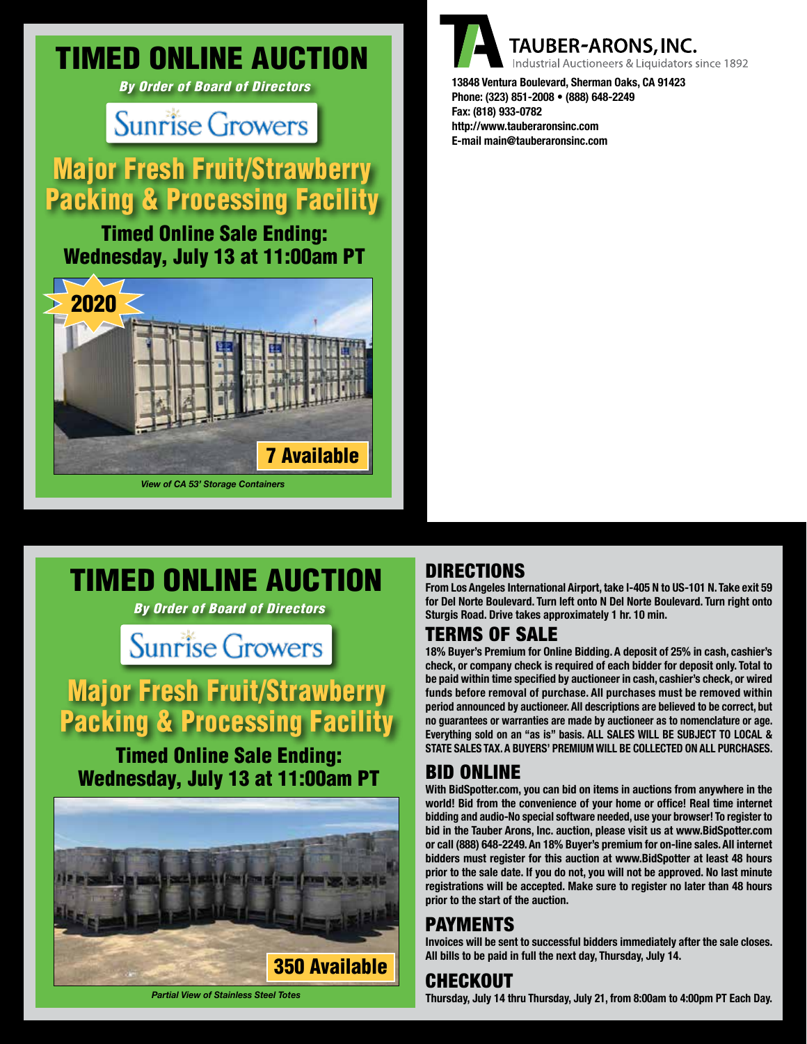# TIMED ONLINE AUCTION

*By Order of Board of Directors*

Sunrise Growers

## Major Fresh Fruit/Strawberry Packing & Processing Facility

**Timed Online Sale Ending: Wednesday, July 13 at 11:00am PT**

2020

7 Available

*View of CA 53' Storage Containers*

**TAUBER-ARONS, INC.**
Industrial Auctioneers & Liquidators since 1892

**13848 Ventura Boulevard, Sherman Oaks, CA 91423**
**Phone: (323) 851-2008 • (888) 648-2249**
**Fax: (818) 933-0782**
**http://www.tauberaronsinc.com**
**E-mail main@tauberaronsinc.com**

# TIMED ONLINE AUCTION

*By Order of Board of Directors*

Sunrise Growers

## Major Fresh Fruit/Strawberry Packing & Processing Facility

**Timed Online Sale Ending: Wednesday, July 13 at 11:00am PT**

350 Available

*Partial View of Stainless Steel Totes*

## DIRECTIONS

**From Los Angeles International Airport, take I-405 N to US-101 N. Take exit 59 for Del Norte Boulevard. Turn left onto N Del Norte Boulevard. Turn right onto Sturgis Road. Drive takes approximately 1 hr. 10 min.**

## TERMS OF SALE

**18% Buyer's Premium for Online Bidding. A deposit of 25% in cash, cashier's check, or company check is required of each bidder for deposit only. Total to be paid within time specified by auctioneer in cash, cashier's check, or wired funds before removal of purchase. All purchases must be removed within period announced by auctioneer. All descriptions are believed to be correct, but no guarantees or warranties are made by auctioneer as to nomenclature or age. Everything sold on an "as is" basis. ALL SALES WILL BE SUBJECT TO LOCAL & STATE SALES TAX. A BUYERS' PREMIUM WILL BE COLLECTED ON ALL PURCHASES.**

## BID ONLINE

**With BidSpotter.com, you can bid on items in auctions from anywhere in the world! Bid from the convenience of your home or office! Real time internet bidding and audio-No special software needed, use your browser! To register to bid in the Tauber Arons, Inc. auction, please visit us at www.BidSpotter.com or call (888) 648-2249. An 18% Buyer's premium for on-line sales. All internet bidders must register for this auction at www.BidSpotter at least 48 hours prior to the sale date. If you do not, you will not be approved. No last minute registrations will be accepted. Make sure to register no later than 48 hours prior to the start of the auction.**

## PAYMENTS

**Invoices will be sent to successful bidders immediately after the sale closes. All bills to be paid in full the next day, Thursday, July 14.**

## CHECKOUT

**Thursday, July 14 thru Thursday, July 21, from 8:00am to 4:00pm PT Each Day.**